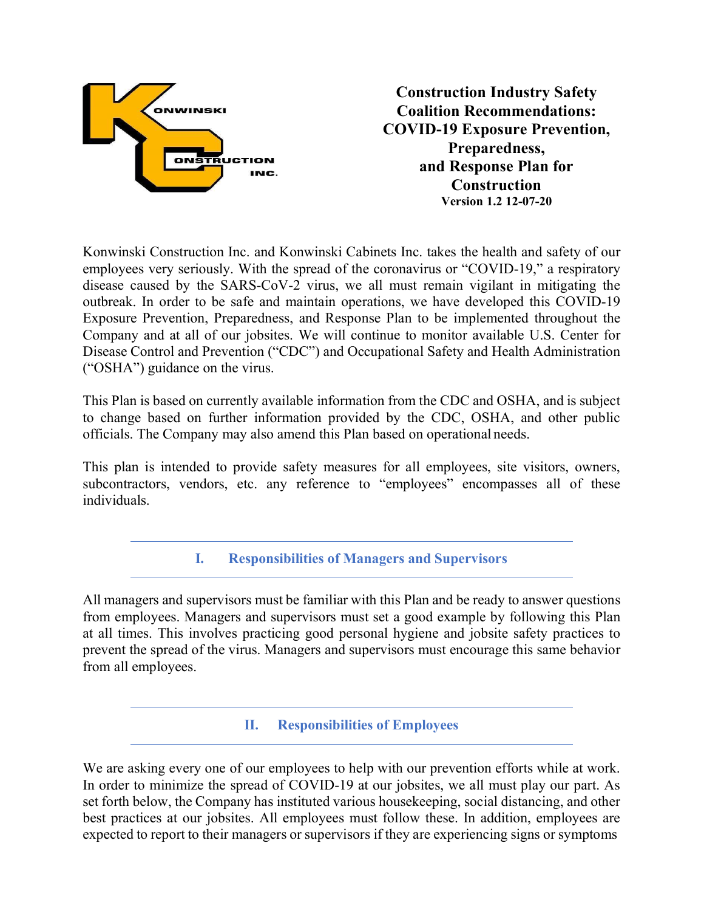# Construction Industry Safety Coalition Recommendations: COVID-19 Exposure Prevention, Preparedness, and Response Plan for Construction

**Version 1.2 12-07-20**

Konwinski Construction Inc. and Konwinski Cabinets Inc. takes the health and safety of our employees very seriously. With the spread of the coronavirus or "COVID-19," a respiratory disease caused by the SARS-CoV-2 virus, we all must remain vigilant in mitigating the outbreak. In order to be safe and maintain operations, we have developed this COVID-19 Exposure Prevention, Preparedness, and Response Plan to be implemented throughout the Company and at all of our jobsites. We will continue to monitor available U.S. Center for Disease Control and Prevention ("CDC") and Occupational Safety and Health Administration ("OSHA") guidance on the virus.

This Plan is based on currently available information from the CDC and OSHA, and is subject to change based on further information provided by the CDC, OSHA, and other public officials. The Company may also amend this Plan based on operational needs.

This plan is intended to provide safety measures for all employees, site visitors, owners, subcontractors, vendors, etc. any reference to "employees" encompasses all of these individuals.

## I. Responsibilities of Managers and Supervisors

All managers and supervisors must be familiar with this Plan and be ready to answer questions from employees. Managers and supervisors must set a good example by following this Plan at all times. This involves practicing good personal hygiene and jobsite safety practices to prevent the spread of the virus. Managers and supervisors must encourage this same behavior from all employees.

## II. Responsibilities of Employees

We are asking every one of our employees to help with our prevention efforts while at work. In order to minimize the spread of COVID-19 at our jobsites, we all must play our part. As set forth below, the Company has instituted various housekeeping, social distancing, and other best practices at our jobsites. All employees must follow these. In addition, employees are expected to report to their managers or supervisors if they are experiencing signs or symptoms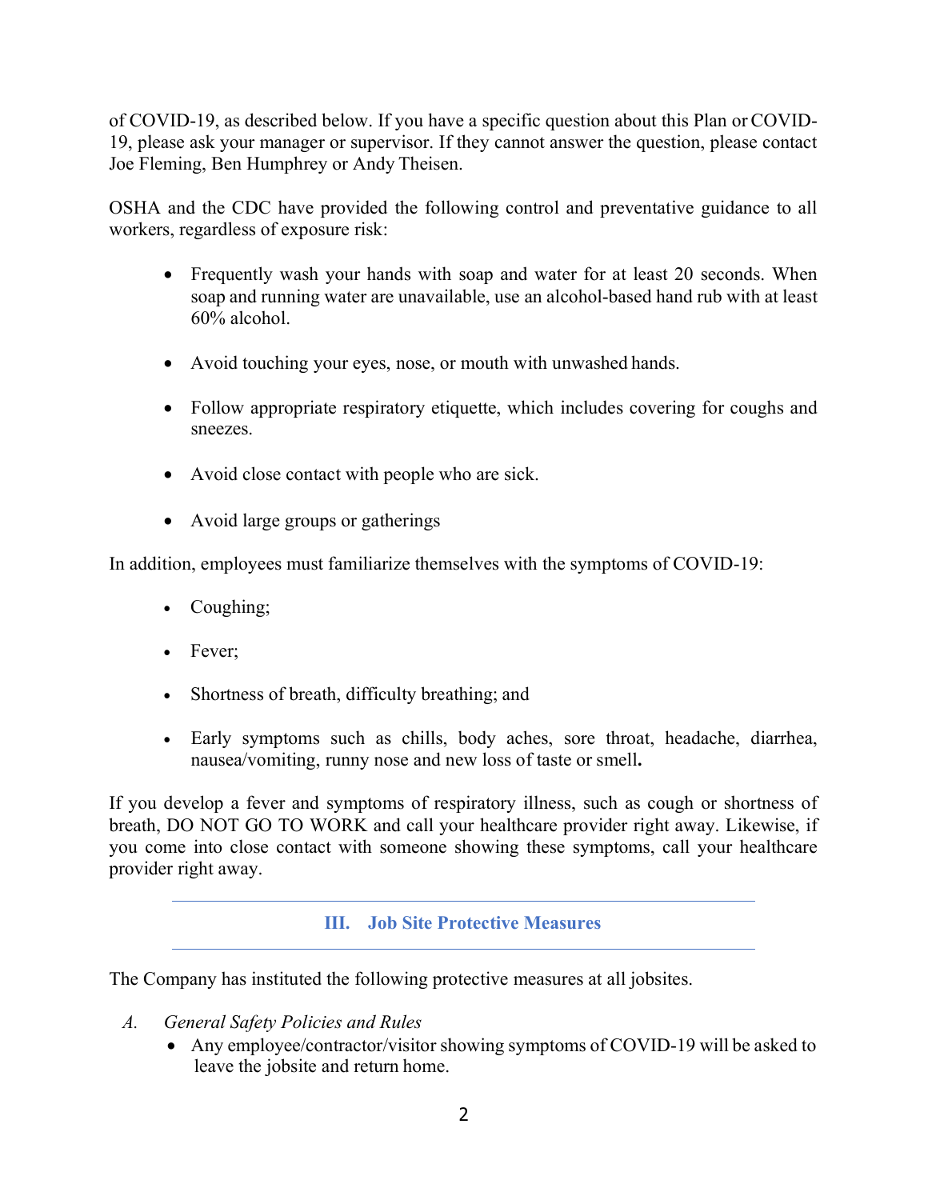of COVID-19, as described below. If you have a specific question about this Plan or COVID-19, please ask your manager or supervisor. If they cannot answer the question, please contact Joe Fleming, Ben Humphrey or Andy Theisen.

OSHA and the CDC have provided the following control and preventative guidance to all workers, regardless of exposure risk:

- Frequently wash your hands with soap and water for at least 20 seconds. When soap and running water are unavailable, use an alcohol-based hand rub with at least 60% alcohol.
- Avoid touching your eyes, nose, or mouth with unwashed hands.
- Follow appropriate respiratory etiquette, which includes covering for coughs and sneezes.
- Avoid close contact with people who are sick.
- Avoid large groups or gatherings

In addition, employees must familiarize themselves with the symptoms of COVID-19:

- Coughing;
- Fever;
- Shortness of breath, difficulty breathing; and
- Early symptoms such as chills, body aches, sore throat, headache, diarrhea, nausea/vomiting, runny nose and new loss of taste or smell**.**

If you develop a fever and symptoms of respiratory illness, such as cough or shortness of breath, DO NOT GO TO WORK and call your healthcare provider right away. Likewise, if you come into close contact with someone showing these symptoms, call your healthcare provider right away.

## III. Job Site Protective Measures

The Company has instituted the following protective measures at all jobsites.

*A. General Safety Policies and Rules*

- Any employee/contractor/visitor showing symptoms of COVID-19 will be asked to leave the jobsite and return home.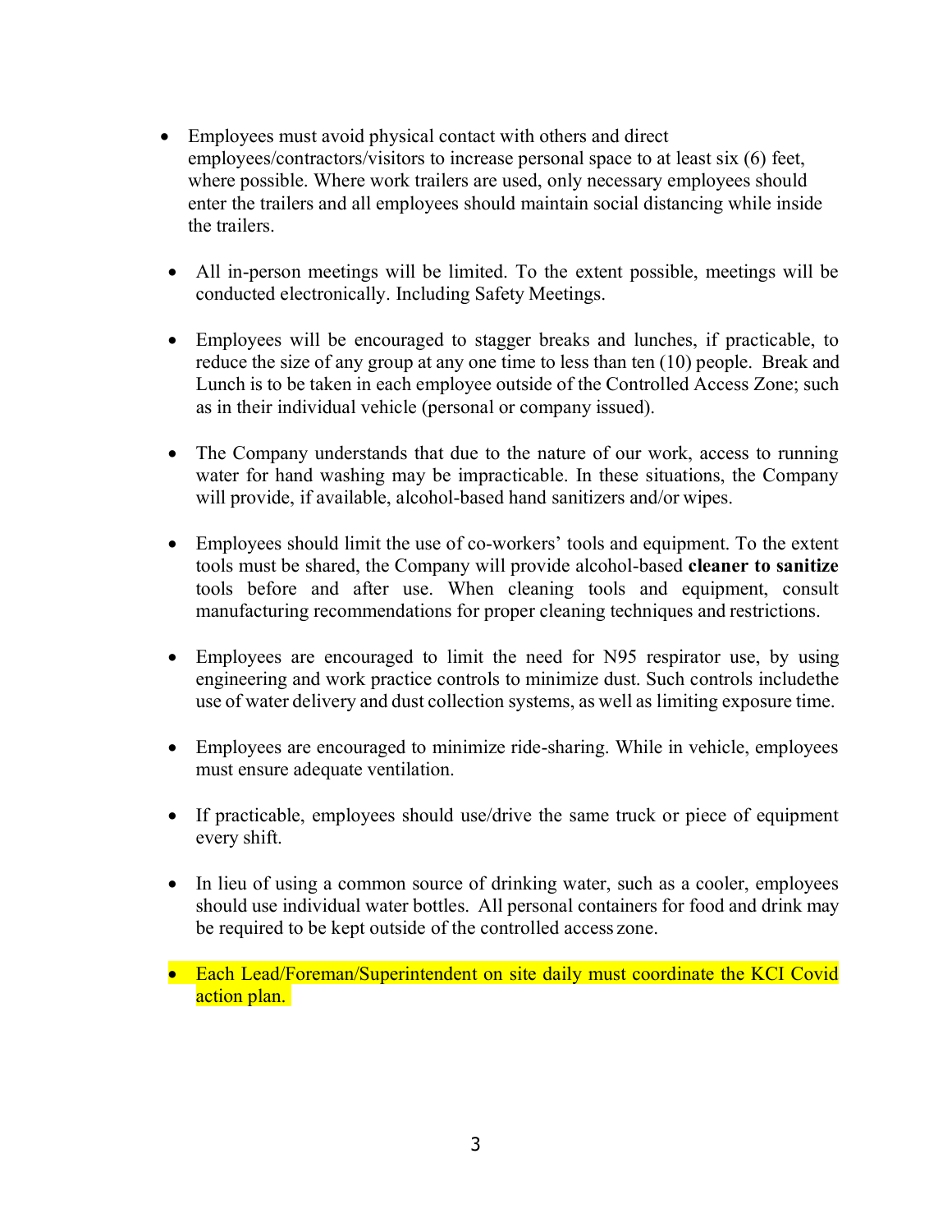- Employees must avoid physical contact with others and direct employees/contractors/visitors to increase personal space to at least six (6) feet, where possible. Where work trailers are used, only necessary employees should enter the trailers and all employees should maintain social distancing while inside the trailers.

- All in-person meetings will be limited. To the extent possible, meetings will be conducted electronically. Including Safety Meetings.

- Employees will be encouraged to stagger breaks and lunches, if practicable, to reduce the size of any group at any one time to less than ten (10) people. Break and Lunch is to be taken in each employee outside of the Controlled Access Zone; such as in their individual vehicle (personal or company issued).

- The Company understands that due to the nature of our work, access to running water for hand washing may be impracticable. In these situations, the Company will provide, if available, alcohol-based hand sanitizers and/or wipes.

- Employees should limit the use of co-workers' tools and equipment. To the extent tools must be shared, the Company will provide alcohol-based **cleaner to sanitize** tools before and after use. When cleaning tools and equipment, consult manufacturing recommendations for proper cleaning techniques and restrictions.

- Employees are encouraged to limit the need for N95 respirator use, by using engineering and work practice controls to minimize dust. Such controls includethe use of water delivery and dust collection systems, as well as limiting exposure time.

- Employees are encouraged to minimize ride-sharing. While in vehicle, employees must ensure adequate ventilation.

- If practicable, employees should use/drive the same truck or piece of equipment every shift.

- In lieu of using a common source of drinking water, such as a cooler, employees should use individual water bottles. All personal containers for food and drink may be required to be kept outside of the controlled access zone.

- Each Lead/Foreman/Superintendent on site daily must coordinate the KCI Covid action plan.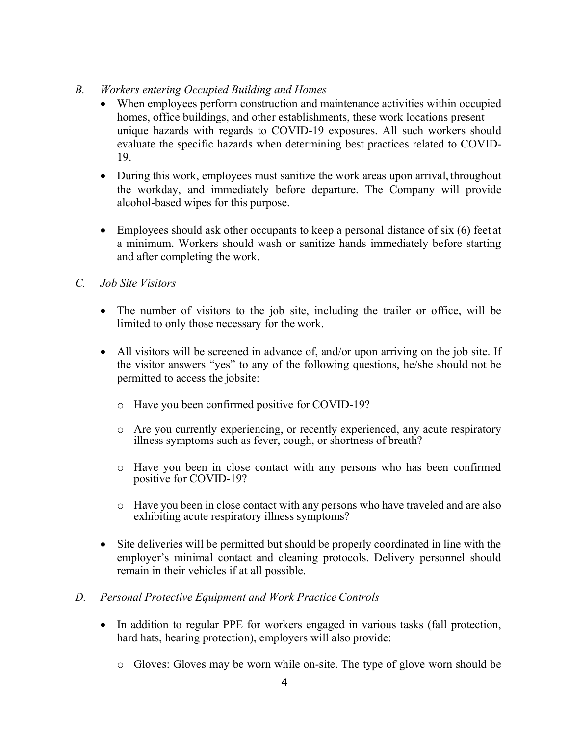*B. Workers entering Occupied Building and Homes*

- When employees perform construction and maintenance activities within occupied homes, office buildings, and other establishments, these work locations present unique hazards with regards to COVID-19 exposures. All such workers should evaluate the specific hazards when determining best practices related to COVID-19.
- During this work, employees must sanitize the work areas upon arrival, throughout the workday, and immediately before departure. The Company will provide alcohol-based wipes for this purpose.
- Employees should ask other occupants to keep a personal distance of six (6) feet at a minimum. Workers should wash or sanitize hands immediately before starting and after completing the work.

*C. Job Site Visitors*

- The number of visitors to the job site, including the trailer or office, will be limited to only those necessary for the work.
- All visitors will be screened in advance of, and/or upon arriving on the job site. If the visitor answers "yes" to any of the following questions, he/she should not be permitted to access the jobsite:
  - Have you been confirmed positive for COVID-19?
  - Are you currently experiencing, or recently experienced, any acute respiratory illness symptoms such as fever, cough, or shortness of breath?
  - Have you been in close contact with any persons who has been confirmed positive for COVID-19?
  - Have you been in close contact with any persons who have traveled and are also exhibiting acute respiratory illness symptoms?
- Site deliveries will be permitted but should be properly coordinated in line with the employer's minimal contact and cleaning protocols. Delivery personnel should remain in their vehicles if at all possible.

*D. Personal Protective Equipment and Work Practice Controls*

- In addition to regular PPE for workers engaged in various tasks (fall protection, hard hats, hearing protection), employers will also provide:
  - Gloves: Gloves may be worn while on-site. The type of glove worn should be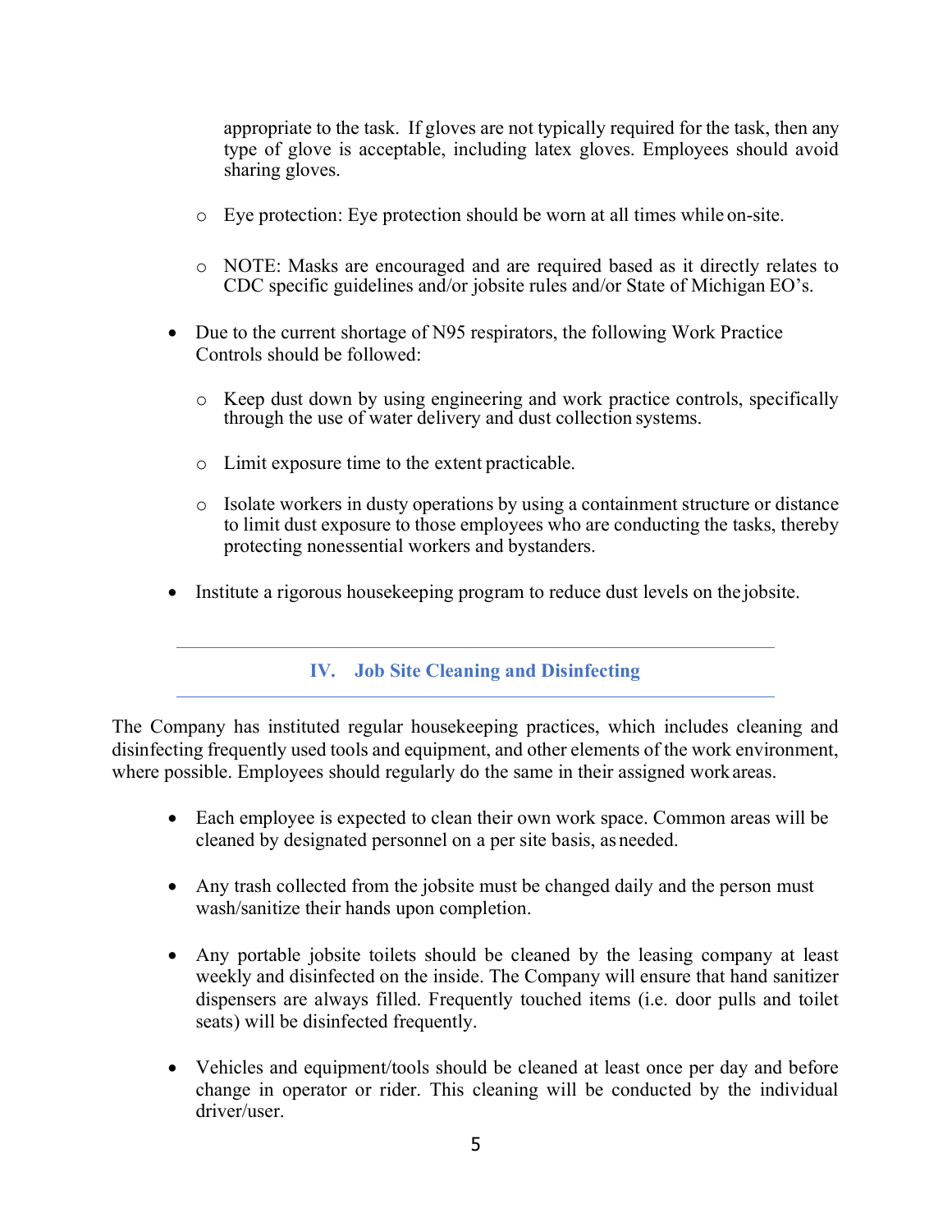appropriate to the task. If gloves are not typically required for the task, then any type of glove is acceptable, including latex gloves. Employees should avoid sharing gloves.

- Eye protection: Eye protection should be worn at all times while on-site.

- NOTE: Masks are encouraged and are required based as it directly relates to CDC specific guidelines and/or jobsite rules and/or State of Michigan EO's.

- Due to the current shortage of N95 respirators, the following Work Practice Controls should be followed:

  - Keep dust down by using engineering and work practice controls, specifically through the use of water delivery and dust collection systems.

  - Limit exposure time to the extent practicable.

  - Isolate workers in dusty operations by using a containment structure or distance to limit dust exposure to those employees who are conducting the tasks, thereby protecting nonessential workers and bystanders.

- Institute a rigorous housekeeping program to reduce dust levels on the jobsite.

## IV. Job Site Cleaning and Disinfecting

The Company has instituted regular housekeeping practices, which includes cleaning and disinfecting frequently used tools and equipment, and other elements of the work environment, where possible. Employees should regularly do the same in their assigned work areas.

- Each employee is expected to clean their own work space. Common areas will be cleaned by designated personnel on a per site basis, as needed.

- Any trash collected from the jobsite must be changed daily and the person must wash/sanitize their hands upon completion.

- Any portable jobsite toilets should be cleaned by the leasing company at least weekly and disinfected on the inside. The Company will ensure that hand sanitizer dispensers are always filled. Frequently touched items (i.e. door pulls and toilet seats) will be disinfected frequently.

- Vehicles and equipment/tools should be cleaned at least once per day and before change in operator or rider. This cleaning will be conducted by the individual driver/user.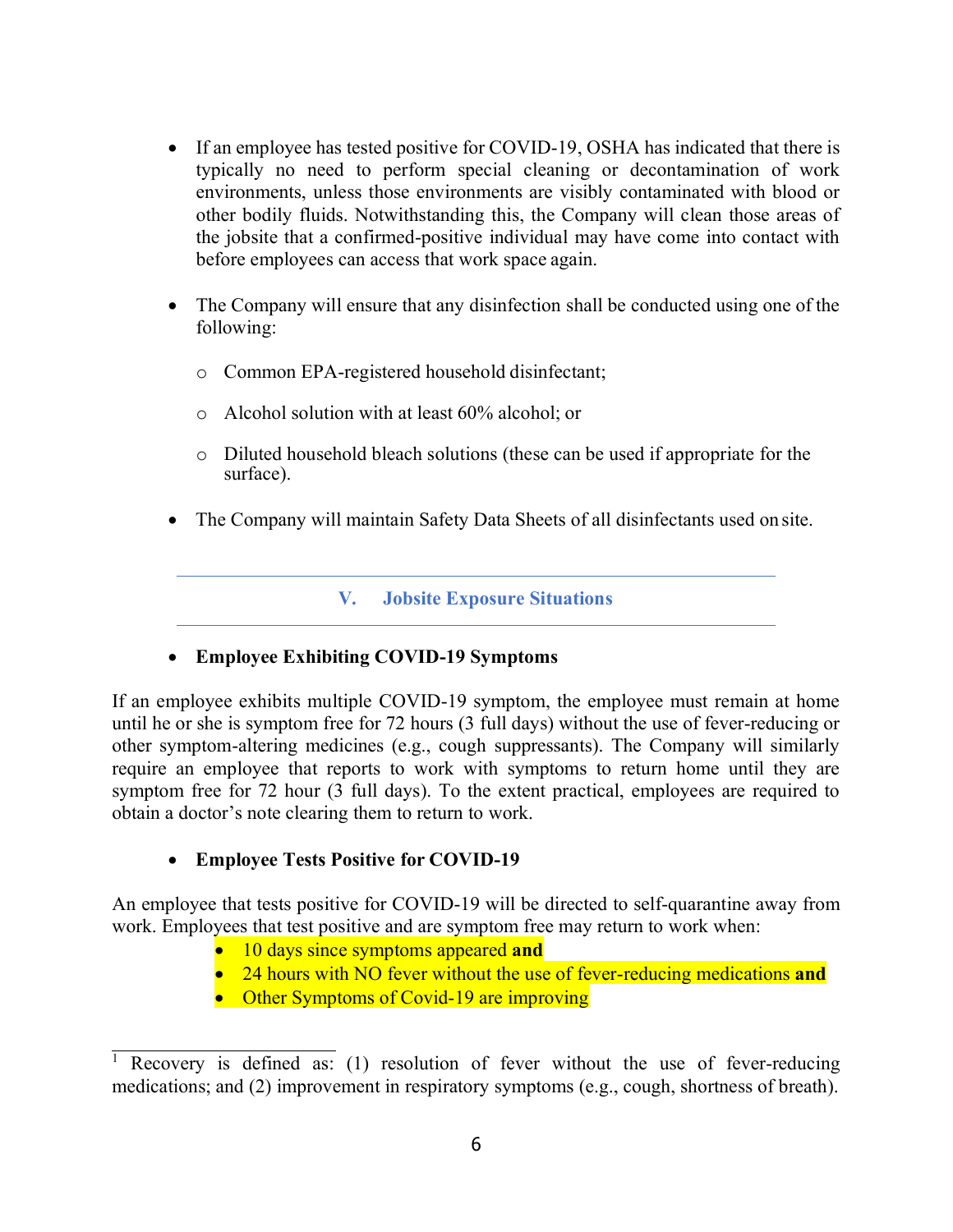- If an employee has tested positive for COVID-19, OSHA has indicated that there is typically no need to perform special cleaning or decontamination of work environments, unless those environments are visibly contaminated with blood or other bodily fluids. Notwithstanding this, the Company will clean those areas of the jobsite that a confirmed-positive individual may have come into contact with before employees can access that work space again.

- The Company will ensure that any disinfection shall be conducted using one of the following:

    - Common EPA-registered household disinfectant;

    - Alcohol solution with at least 60% alcohol; or

    - Diluted household bleach solutions (these can be used if appropriate for the surface).

- The Company will maintain Safety Data Sheets of all disinfectants used on site.

## V. Jobsite Exposure Situations

- **Employee Exhibiting COVID-19 Symptoms**

If an employee exhibits multiple COVID-19 symptom, the employee must remain at home until he or she is symptom free for 72 hours (3 full days) without the use of fever-reducing or other symptom-altering medicines (e.g., cough suppressants). The Company will similarly require an employee that reports to work with symptoms to return home until they are symptom free for 72 hour (3 full days). To the extent practical, employees are required to obtain a doctor's note clearing them to return to work.

- **Employee Tests Positive for COVID-19**

An employee that tests positive for COVID-19 will be directed to self-quarantine away from work. Employees that test positive and are symptom free may return to work when:

- 10 days since symptoms appeared **and**
- 24 hours with NO fever without the use of fever-reducing medications **and**
- Other Symptoms of Covid-19 are improving

[1] Recovery is defined as: (1) resolution of fever without the use of fever-reducing medications; and (2) improvement in respiratory symptoms (e.g., cough, shortness of breath).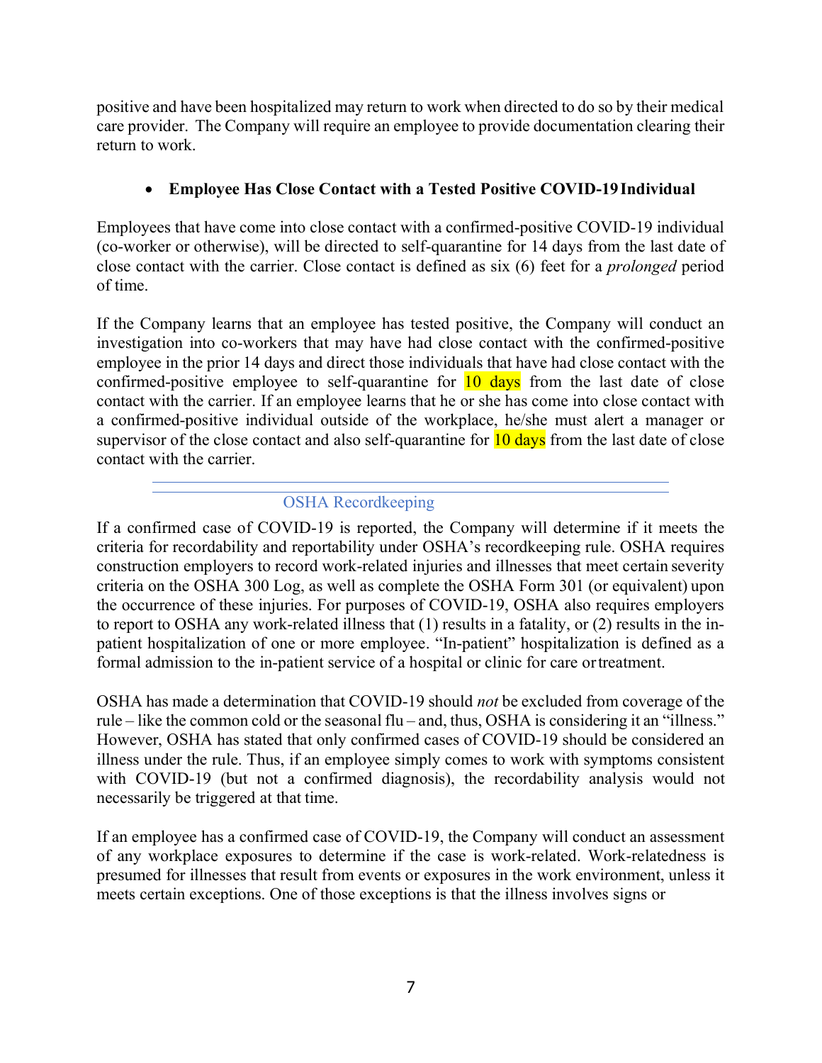positive and have been hospitalized may return to work when directed to do so by their medical care provider. The Company will require an employee to provide documentation clearing their return to work.

- **Employee Has Close Contact with a Tested Positive COVID-19 Individual**

Employees that have come into close contact with a confirmed-positive COVID-19 individual (co-worker or otherwise), will be directed to self-quarantine for 14 days from the last date of close contact with the carrier. Close contact is defined as six (6) feet for a *prolonged* period of time.

If the Company learns that an employee has tested positive, the Company will conduct an investigation into co-workers that may have had close contact with the confirmed-positive employee in the prior 14 days and direct those individuals that have had close contact with the confirmed-positive employee to self-quarantine for 10 days from the last date of close contact with the carrier. If an employee learns that he or she has come into close contact with a confirmed-positive individual outside of the workplace, he/she must alert a manager or supervisor of the close contact and also self-quarantine for 10 days from the last date of close contact with the carrier.

## OSHA Recordkeeping

If a confirmed case of COVID-19 is reported, the Company will determine if it meets the criteria for recordability and reportability under OSHA's recordkeeping rule. OSHA requires construction employers to record work-related injuries and illnesses that meet certain severity criteria on the OSHA 300 Log, as well as complete the OSHA Form 301 (or equivalent) upon the occurrence of these injuries. For purposes of COVID-19, OSHA also requires employers to report to OSHA any work-related illness that (1) results in a fatality, or (2) results in the in-patient hospitalization of one or more employee. "In-patient" hospitalization is defined as a formal admission to the in-patient service of a hospital or clinic for care or treatment.

OSHA has made a determination that COVID-19 should *not* be excluded from coverage of the rule – like the common cold or the seasonal flu – and, thus, OSHA is considering it an "illness." However, OSHA has stated that only confirmed cases of COVID-19 should be considered an illness under the rule. Thus, if an employee simply comes to work with symptoms consistent with COVID-19 (but not a confirmed diagnosis), the recordability analysis would not necessarily be triggered at that time.

If an employee has a confirmed case of COVID-19, the Company will conduct an assessment of any workplace exposures to determine if the case is work-related. Work-relatedness is presumed for illnesses that result from events or exposures in the work environment, unless it meets certain exceptions. One of those exceptions is that the illness involves signs or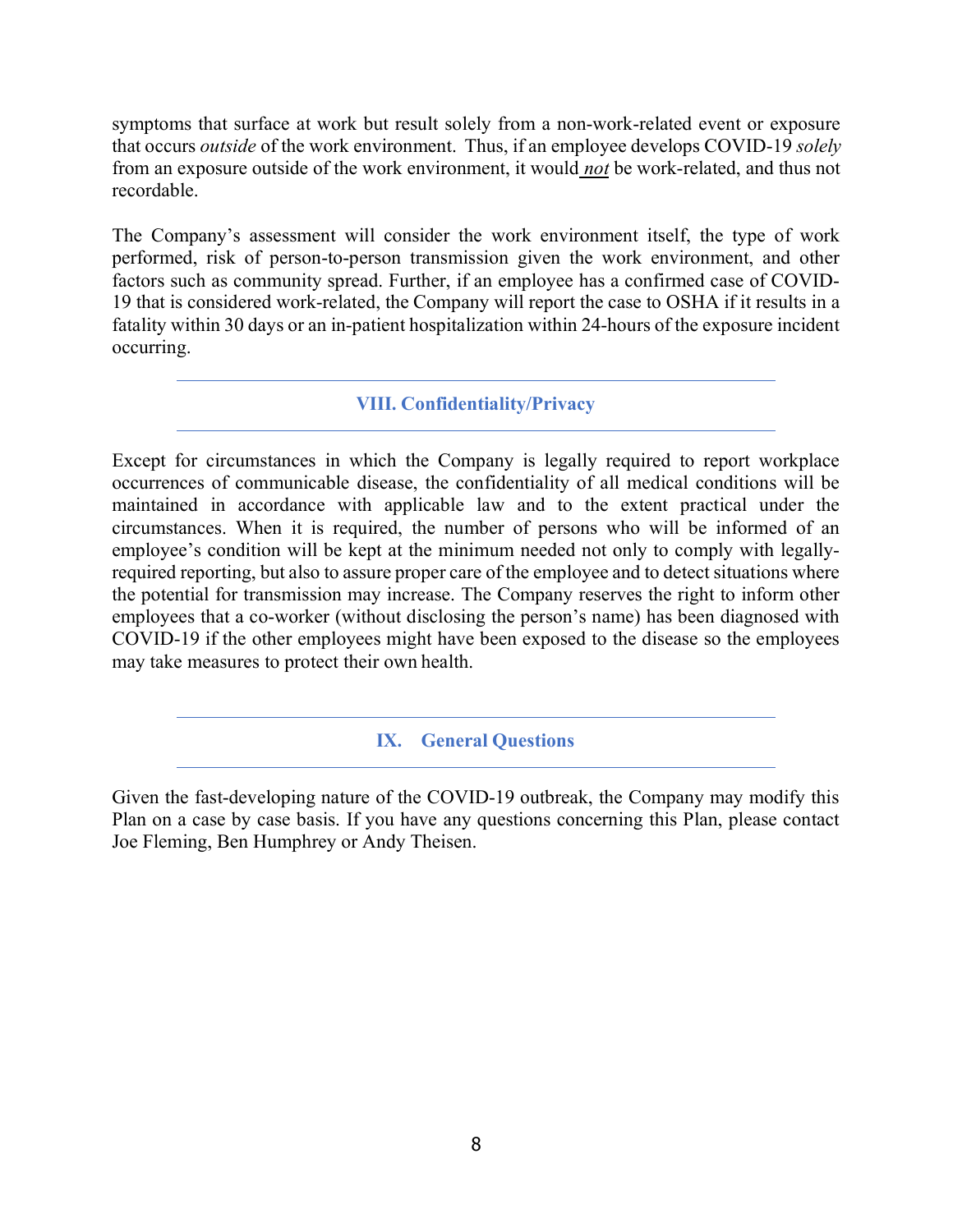symptoms that surface at work but result solely from a non-work-related event or exposure that occurs *outside* of the work environment. Thus, if an employee develops COVID-19 *solely* from an exposure outside of the work environment, it would ***not*** be work-related, and thus not recordable.

The Company's assessment will consider the work environment itself, the type of work performed, risk of person-to-person transmission given the work environment, and other factors such as community spread. Further, if an employee has a confirmed case of COVID-19 that is considered work-related, the Company will report the case to OSHA if it results in a fatality within 30 days or an in-patient hospitalization within 24-hours of the exposure incident occurring.

## VIII. Confidentiality/Privacy

Except for circumstances in which the Company is legally required to report workplace occurrences of communicable disease, the confidentiality of all medical conditions will be maintained in accordance with applicable law and to the extent practical under the circumstances. When it is required, the number of persons who will be informed of an employee's condition will be kept at the minimum needed not only to comply with legally-required reporting, but also to assure proper care of the employee and to detect situations where the potential for transmission may increase. The Company reserves the right to inform other employees that a co-worker (without disclosing the person's name) has been diagnosed with COVID-19 if the other employees might have been exposed to the disease so the employees may take measures to protect their own health.

## IX. General Questions

Given the fast-developing nature of the COVID-19 outbreak, the Company may modify this Plan on a case by case basis. If you have any questions concerning this Plan, please contact Joe Fleming, Ben Humphrey or Andy Theisen.